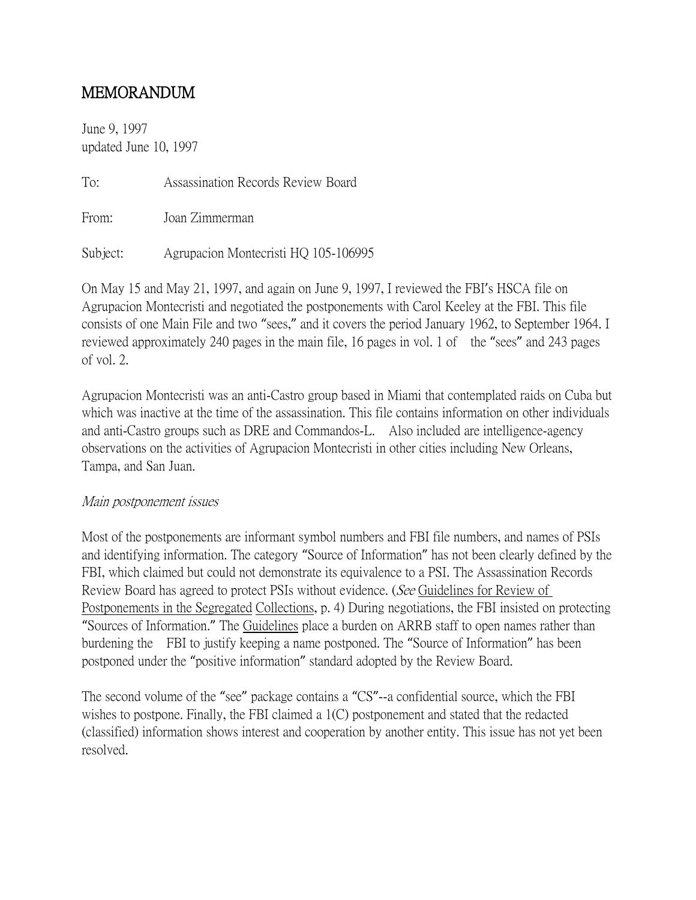# MEMORANDUM

June 9, 1997
updated June 10, 1997

To: Assassination Records Review Board

From: Joan Zimmerman

Subject: Agrupacion Montecristi HQ 105-106995

On May 15 and May 21, 1997, and again on June 9, 1997, I reviewed the FBI's HSCA file on Agrupacion Montecristi and negotiated the postponements with Carol Keeley at the FBI. This file consists of one Main File and two "sees," and it covers the period January 1962, to September 1964. I reviewed approximately 240 pages in the main file, 16 pages in vol. 1 of the "sees" and 243 pages of vol. 2.

Agrupacion Montecristi was an anti-Castro group based in Miami that contemplated raids on Cuba but which was inactive at the time of the assassination. This file contains information on other individuals and anti-Castro groups such as DRE and Commandos-L. Also included are intelligence-agency observations on the activities of Agrupacion Montecristi in other cities including New Orleans, Tampa, and San Juan.

*Main postponement issues*

Most of the postponements are informant symbol numbers and FBI file numbers, and names of PSIs and identifying information. The category "Source of Information" has not been clearly defined by the FBI, which claimed but could not demonstrate its equivalence to a PSI. The Assassination Records Review Board has agreed to protect PSIs without evidence. (*See* Guidelines for Review of Postponements in the Segregated Collections, p. 4) During negotiations, the FBI insisted on protecting "Sources of Information." The Guidelines place a burden on ARRB staff to open names rather than burdening the FBI to justify keeping a name postponed. The "Source of Information" has been postponed under the "positive information" standard adopted by the Review Board.

The second volume of the "see" package contains a "CS"--a confidential source, which the FBI wishes to postpone. Finally, the FBI claimed a 1(C) postponement and stated that the redacted (classified) information shows interest and cooperation by another entity. This issue has not yet been resolved.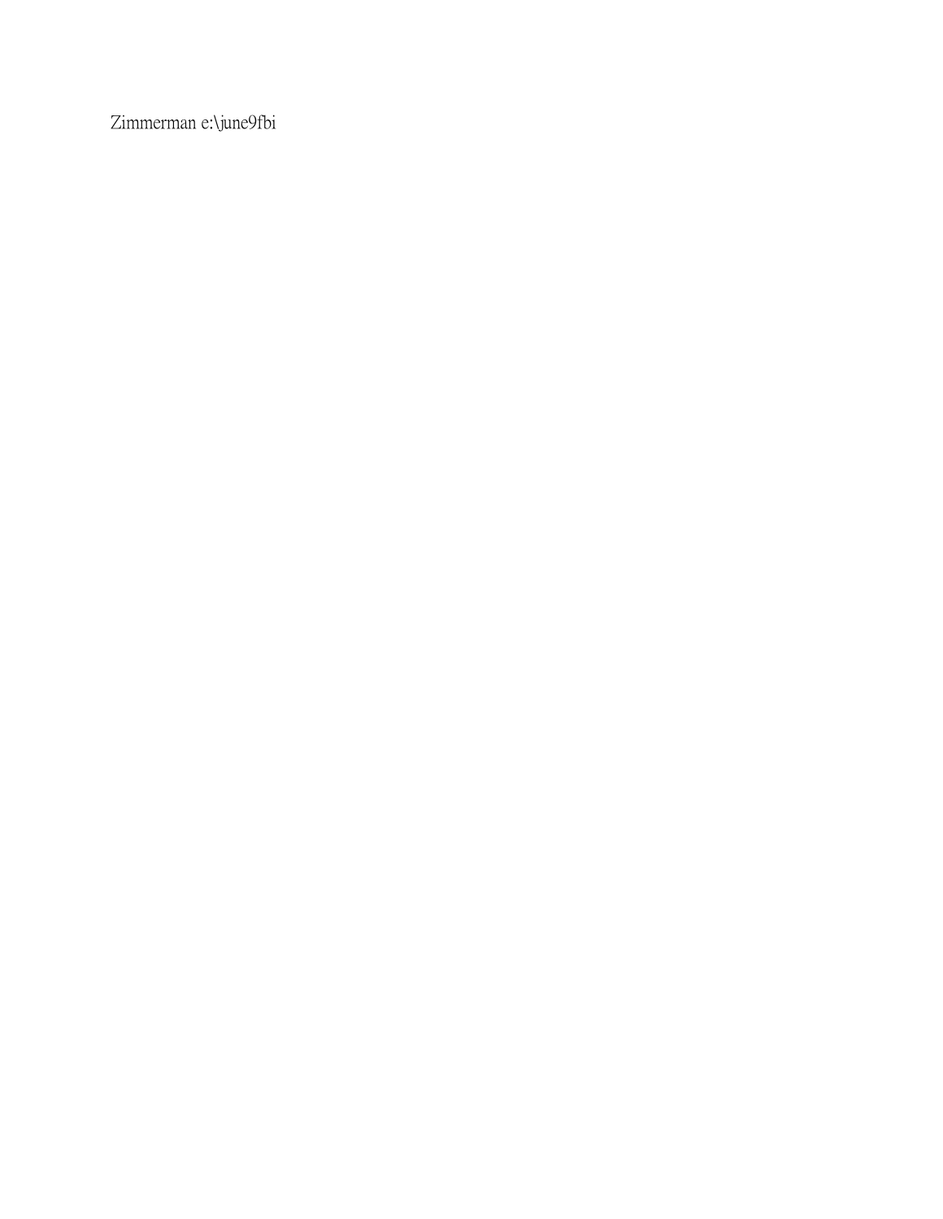Zimmerman e:\june9fbi